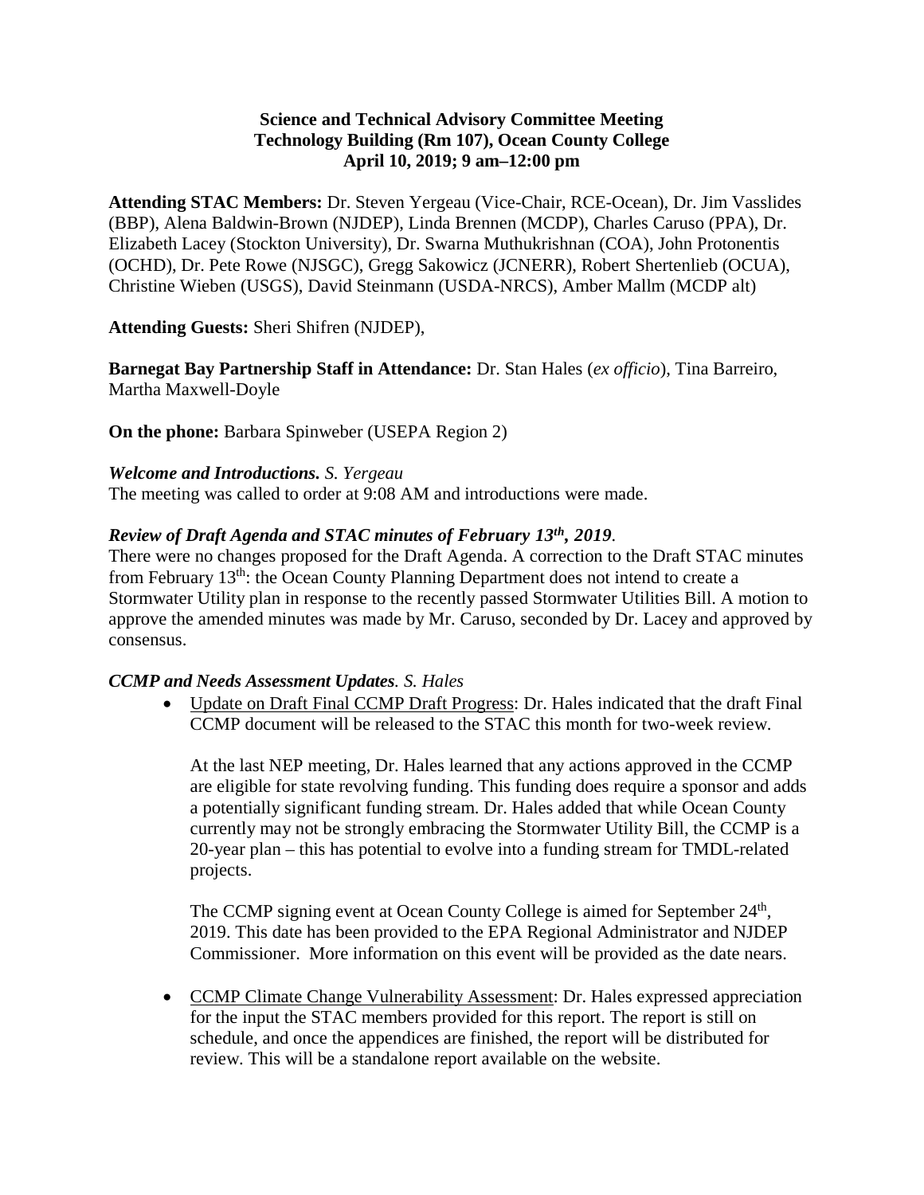**Science and Technical Advisory Committee Meeting**
**Technology Building (Rm 107), Ocean County College**
**April 10, 2019; 9 am–12:00 pm**

**Attending STAC Members:** Dr. Steven Yergeau (Vice-Chair, RCE-Ocean), Dr. Jim Vasslides (BBP), Alena Baldwin-Brown (NJDEP), Linda Brennen (MCDP), Charles Caruso (PPA), Dr. Elizabeth Lacey (Stockton University), Dr. Swarna Muthukrishnan (COA), John Protonentis (OCHD), Dr. Pete Rowe (NJSGC), Gregg Sakowicz (JCNERR), Robert Shertenlieb (OCUA), Christine Wieben (USGS), David Steinmann (USDA-NRCS), Amber Mallm (MCDP alt)

**Attending Guests:** Sheri Shifren (NJDEP),

**Barnegat Bay Partnership Staff in Attendance:** Dr. Stan Hales (*ex officio*), Tina Barreiro, Martha Maxwell-Doyle

**On the phone:** Barbara Spinweber (USEPA Region 2)

***Welcome and Introductions.*** *S. Yergeau*

The meeting was called to order at 9:08 AM and introductions were made.

***Review of Draft Agenda and STAC minutes of February 13th, 2019.***

There were no changes proposed for the Draft Agenda. A correction to the Draft STAC minutes from February 13th: the Ocean County Planning Department does not intend to create a Stormwater Utility plan in response to the recently passed Stormwater Utilities Bill. A motion to approve the amended minutes was made by Mr. Caruso, seconded by Dr. Lacey and approved by consensus.

***CCMP and Needs Assessment Updates.*** *S. Hales*

- Update on Draft Final CCMP Draft Progress: Dr. Hales indicated that the draft Final CCMP document will be released to the STAC this month for two-week review.

  At the last NEP meeting, Dr. Hales learned that any actions approved in the CCMP are eligible for state revolving funding. This funding does require a sponsor and adds a potentially significant funding stream. Dr. Hales added that while Ocean County currently may not be strongly embracing the Stormwater Utility Bill, the CCMP is a 20-year plan – this has potential to evolve into a funding stream for TMDL-related projects.

  The CCMP signing event at Ocean County College is aimed for September 24th, 2019. This date has been provided to the EPA Regional Administrator and NJDEP Commissioner. More information on this event will be provided as the date nears.

- CCMP Climate Change Vulnerability Assessment: Dr. Hales expressed appreciation for the input the STAC members provided for this report. The report is still on schedule, and once the appendices are finished, the report will be distributed for review. This will be a standalone report available on the website.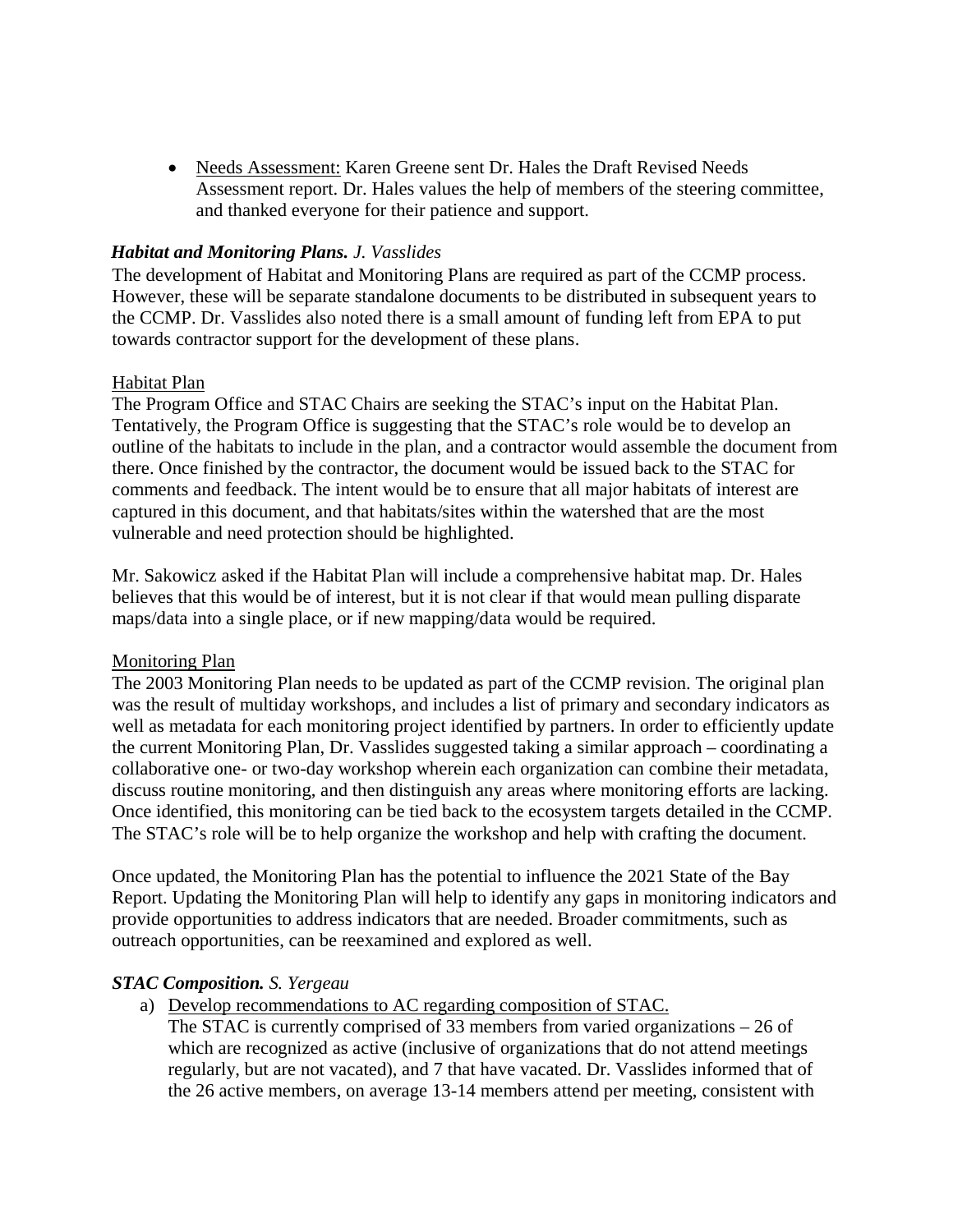- Needs Assessment: Karen Greene sent Dr. Hales the Draft Revised Needs Assessment report. Dr. Hales values the help of members of the steering committee, and thanked everyone for their patience and support.

***Habitat and Monitoring Plans.*** *J. Vasslides*

The development of Habitat and Monitoring Plans are required as part of the CCMP process. However, these will be separate standalone documents to be distributed in subsequent years to the CCMP. Dr. Vasslides also noted there is a small amount of funding left from EPA to put towards contractor support for the development of these plans.

Habitat Plan

The Program Office and STAC Chairs are seeking the STAC's input on the Habitat Plan. Tentatively, the Program Office is suggesting that the STAC's role would be to develop an outline of the habitats to include in the plan, and a contractor would assemble the document from there. Once finished by the contractor, the document would be issued back to the STAC for comments and feedback. The intent would be to ensure that all major habitats of interest are captured in this document, and that habitats/sites within the watershed that are the most vulnerable and need protection should be highlighted.

Mr. Sakowicz asked if the Habitat Plan will include a comprehensive habitat map. Dr. Hales believes that this would be of interest, but it is not clear if that would mean pulling disparate maps/data into a single place, or if new mapping/data would be required.

Monitoring Plan

The 2003 Monitoring Plan needs to be updated as part of the CCMP revision. The original plan was the result of multiday workshops, and includes a list of primary and secondary indicators as well as metadata for each monitoring project identified by partners. In order to efficiently update the current Monitoring Plan, Dr. Vasslides suggested taking a similar approach – coordinating a collaborative one- or two-day workshop wherein each organization can combine their metadata, discuss routine monitoring, and then distinguish any areas where monitoring efforts are lacking. Once identified, this monitoring can be tied back to the ecosystem targets detailed in the CCMP. The STAC's role will be to help organize the workshop and help with crafting the document.

Once updated, the Monitoring Plan has the potential to influence the 2021 State of the Bay Report. Updating the Monitoring Plan will help to identify any gaps in monitoring indicators and provide opportunities to address indicators that are needed. Broader commitments, such as outreach opportunities, can be reexamined and explored as well.

***STAC Composition.*** *S. Yergeau*

a) Develop recommendations to AC regarding composition of STAC.
   The STAC is currently comprised of 33 members from varied organizations – 26 of which are recognized as active (inclusive of organizations that do not attend meetings regularly, but are not vacated), and 7 that have vacated. Dr. Vasslides informed that of the 26 active members, on average 13-14 members attend per meeting, consistent with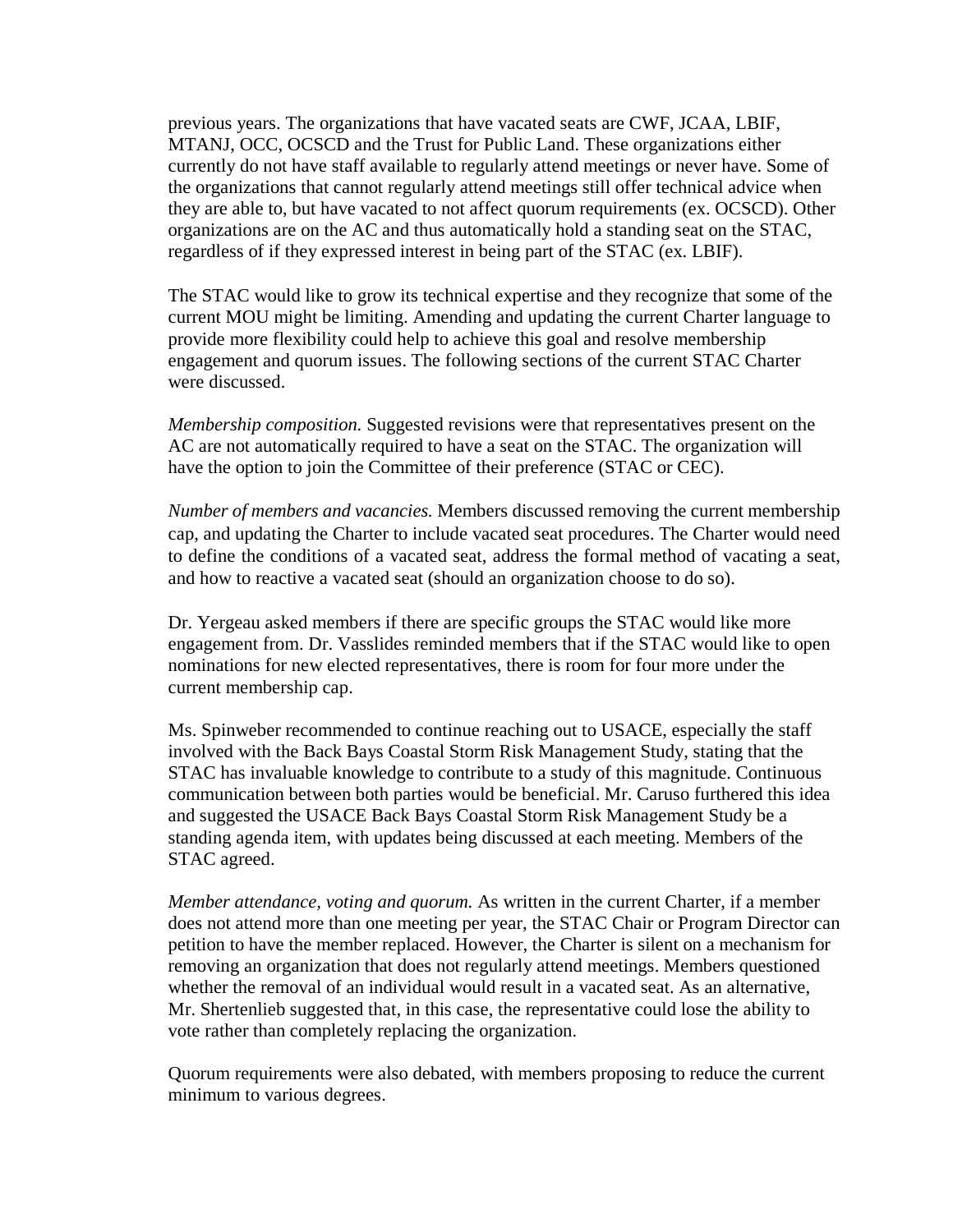previous years. The organizations that have vacated seats are CWF, JCAA, LBIF, MTANJ, OCC, OCSCD and the Trust for Public Land. These organizations either currently do not have staff available to regularly attend meetings or never have. Some of the organizations that cannot regularly attend meetings still offer technical advice when they are able to, but have vacated to not affect quorum requirements (ex. OCSCD). Other organizations are on the AC and thus automatically hold a standing seat on the STAC, regardless of if they expressed interest in being part of the STAC (ex. LBIF).

The STAC would like to grow its technical expertise and they recognize that some of the current MOU might be limiting. Amending and updating the current Charter language to provide more flexibility could help to achieve this goal and resolve membership engagement and quorum issues. The following sections of the current STAC Charter were discussed.

*Membership composition.* Suggested revisions were that representatives present on the AC are not automatically required to have a seat on the STAC. The organization will have the option to join the Committee of their preference (STAC or CEC).

*Number of members and vacancies.* Members discussed removing the current membership cap, and updating the Charter to include vacated seat procedures. The Charter would need to define the conditions of a vacated seat, address the formal method of vacating a seat, and how to reactive a vacated seat (should an organization choose to do so).

Dr. Yergeau asked members if there are specific groups the STAC would like more engagement from. Dr. Vasslides reminded members that if the STAC would like to open nominations for new elected representatives, there is room for four more under the current membership cap.

Ms. Spinweber recommended to continue reaching out to USACE, especially the staff involved with the Back Bays Coastal Storm Risk Management Study, stating that the STAC has invaluable knowledge to contribute to a study of this magnitude. Continuous communication between both parties would be beneficial. Mr. Caruso furthered this idea and suggested the USACE Back Bays Coastal Storm Risk Management Study be a standing agenda item, with updates being discussed at each meeting. Members of the STAC agreed.

*Member attendance, voting and quorum.* As written in the current Charter, if a member does not attend more than one meeting per year, the STAC Chair or Program Director can petition to have the member replaced. However, the Charter is silent on a mechanism for removing an organization that does not regularly attend meetings. Members questioned whether the removal of an individual would result in a vacated seat. As an alternative, Mr. Shertenlieb suggested that, in this case, the representative could lose the ability to vote rather than completely replacing the organization.

Quorum requirements were also debated, with members proposing to reduce the current minimum to various degrees.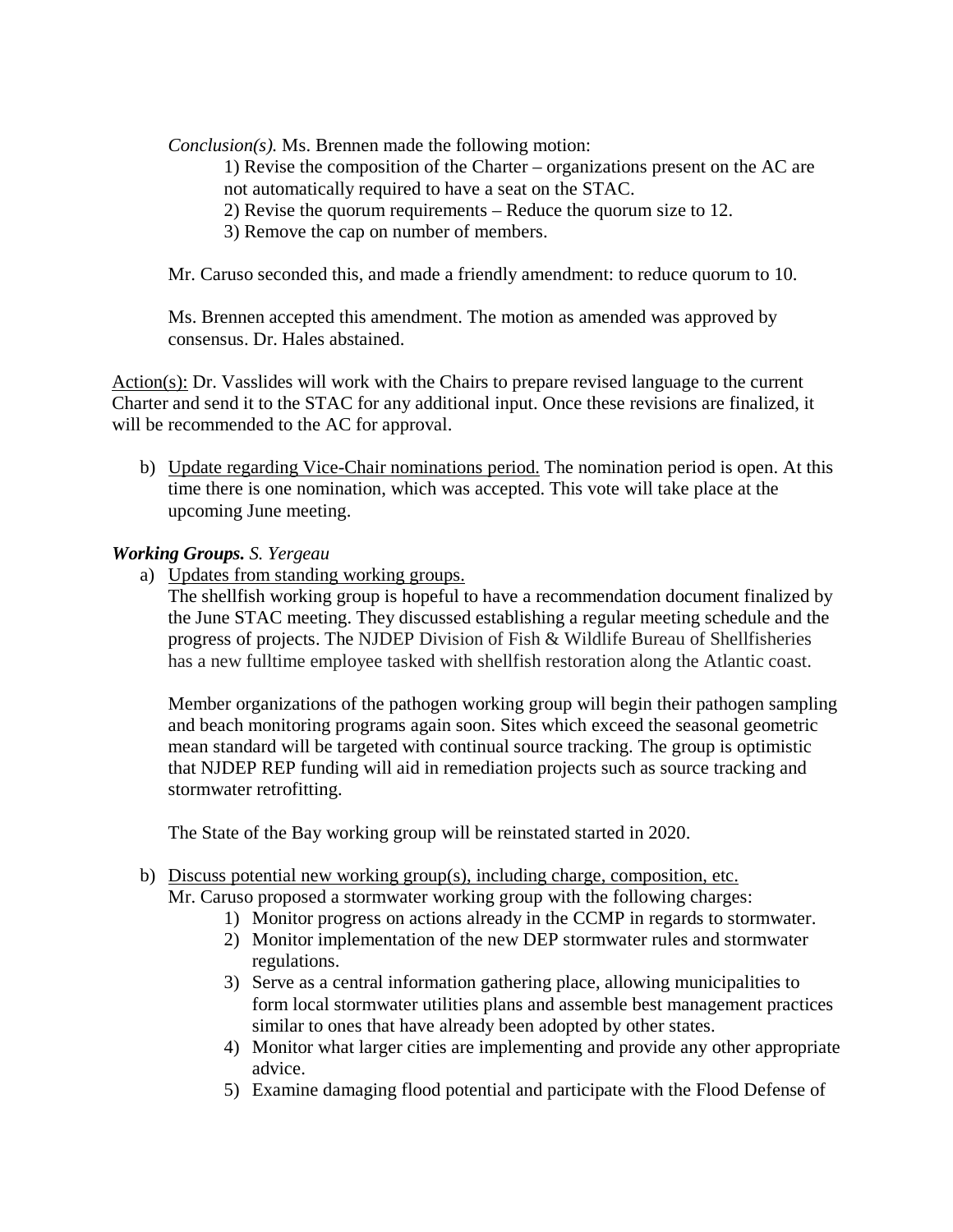*Conclusion(s).* Ms. Brennen made the following motion:

1) Revise the composition of the Charter – organizations present on the AC are not automatically required to have a seat on the STAC.
2) Revise the quorum requirements – Reduce the quorum size to 12.
3) Remove the cap on number of members.

Mr. Caruso seconded this, and made a friendly amendment: to reduce quorum to 10.

Ms. Brennen accepted this amendment. The motion as amended was approved by consensus. Dr. Hales abstained.

Action(s): Dr. Vasslides will work with the Chairs to prepare revised language to the current Charter and send it to the STAC for any additional input. Once these revisions are finalized, it will be recommended to the AC for approval.

b) Update regarding Vice-Chair nominations period. The nomination period is open. At this time there is one nomination, which was accepted. This vote will take place at the upcoming June meeting.

***Working Groups.*** *S. Yergeau*

a) Updates from standing working groups.

The shellfish working group is hopeful to have a recommendation document finalized by the June STAC meeting. They discussed establishing a regular meeting schedule and the progress of projects. The NJDEP Division of Fish & Wildlife Bureau of Shellfisheries has a new fulltime employee tasked with shellfish restoration along the Atlantic coast.

Member organizations of the pathogen working group will begin their pathogen sampling and beach monitoring programs again soon. Sites which exceed the seasonal geometric mean standard will be targeted with continual source tracking. The group is optimistic that NJDEP REP funding will aid in remediation projects such as source tracking and stormwater retrofitting.

The State of the Bay working group will be reinstated started in 2020.

b) Discuss potential new working group(s), including charge, composition, etc.

Mr. Caruso proposed a stormwater working group with the following charges:

1) Monitor progress on actions already in the CCMP in regards to stormwater.
2) Monitor implementation of the new DEP stormwater rules and stormwater regulations.
3) Serve as a central information gathering place, allowing municipalities to form local stormwater utilities plans and assemble best management practices similar to ones that have already been adopted by other states.
4) Monitor what larger cities are implementing and provide any other appropriate advice.
5) Examine damaging flood potential and participate with the Flood Defense of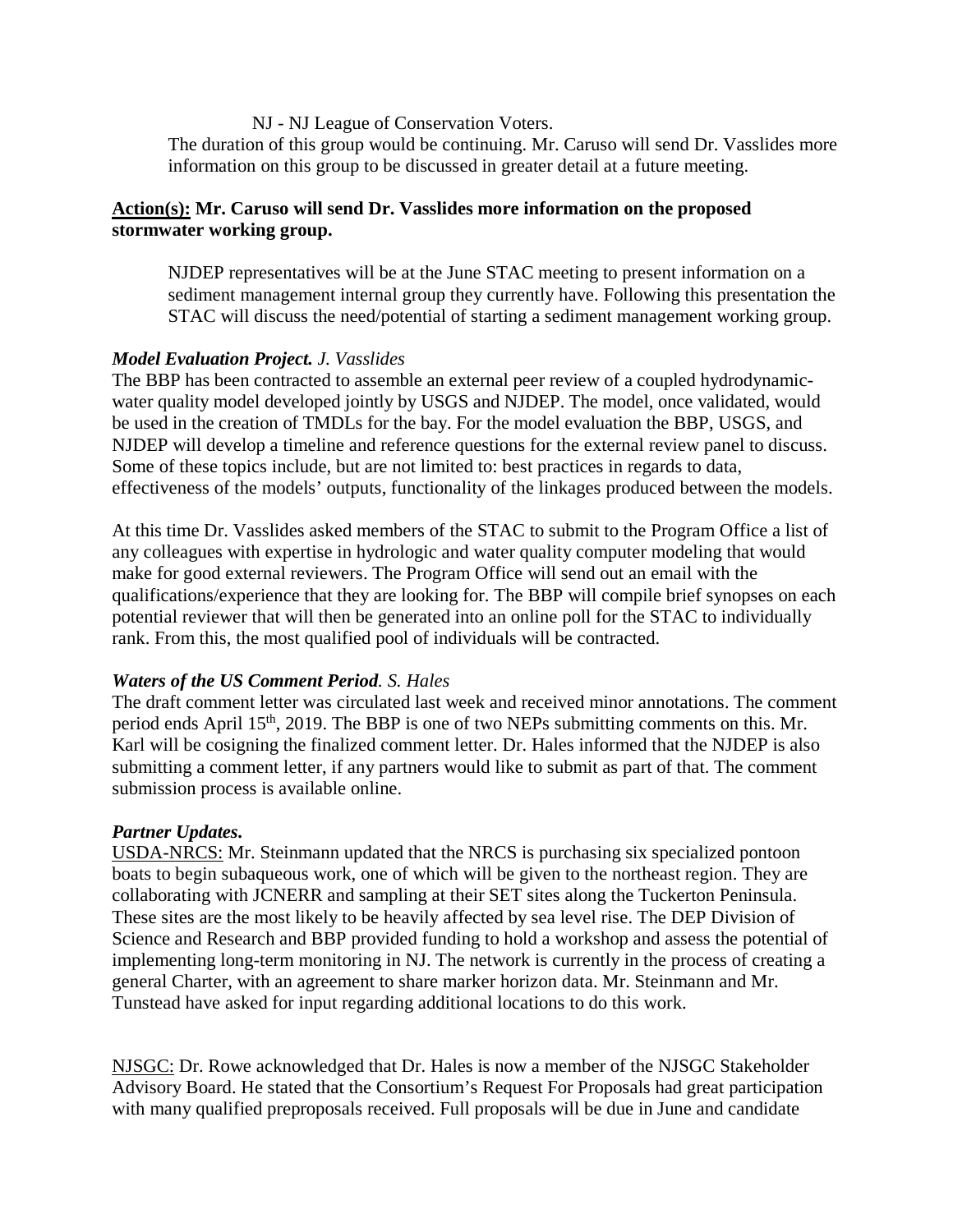NJ - NJ League of Conservation Voters.

The duration of this group would be continuing. Mr. Caruso will send Dr. Vasslides more information on this group to be discussed in greater detail at a future meeting.

**Action(s): Mr. Caruso will send Dr. Vasslides more information on the proposed stormwater working group.**

NJDEP representatives will be at the June STAC meeting to present information on a sediment management internal group they currently have. Following this presentation the STAC will discuss the need/potential of starting a sediment management working group.

***Model Evaluation Project.*** *J. Vasslides*

The BBP has been contracted to assemble an external peer review of a coupled hydrodynamic-water quality model developed jointly by USGS and NJDEP. The model, once validated, would be used in the creation of TMDLs for the bay. For the model evaluation the BBP, USGS, and NJDEP will develop a timeline and reference questions for the external review panel to discuss. Some of these topics include, but are not limited to: best practices in regards to data, effectiveness of the models' outputs, functionality of the linkages produced between the models.

At this time Dr. Vasslides asked members of the STAC to submit to the Program Office a list of any colleagues with expertise in hydrologic and water quality computer modeling that would make for good external reviewers. The Program Office will send out an email with the qualifications/experience that they are looking for. The BBP will compile brief synopses on each potential reviewer that will then be generated into an online poll for the STAC to individually rank. From this, the most qualified pool of individuals will be contracted.

***Waters of the US Comment Period****. S. Hales*

The draft comment letter was circulated last week and received minor annotations. The comment period ends April 15th, 2019. The BBP is one of two NEPs submitting comments on this. Mr. Karl will be cosigning the finalized comment letter. Dr. Hales informed that the NJDEP is also submitting a comment letter, if any partners would like to submit as part of that. The comment submission process is available online.

***Partner Updates.***

USDA-NRCS: Mr. Steinmann updated that the NRCS is purchasing six specialized pontoon boats to begin subaqueous work, one of which will be given to the northeast region. They are collaborating with JCNERR and sampling at their SET sites along the Tuckerton Peninsula. These sites are the most likely to be heavily affected by sea level rise. The DEP Division of Science and Research and BBP provided funding to hold a workshop and assess the potential of implementing long-term monitoring in NJ. The network is currently in the process of creating a general Charter, with an agreement to share marker horizon data. Mr. Steinmann and Mr. Tunstead have asked for input regarding additional locations to do this work.

NJSGC: Dr. Rowe acknowledged that Dr. Hales is now a member of the NJSGC Stakeholder Advisory Board. He stated that the Consortium's Request For Proposals had great participation with many qualified preproposals received. Full proposals will be due in June and candidate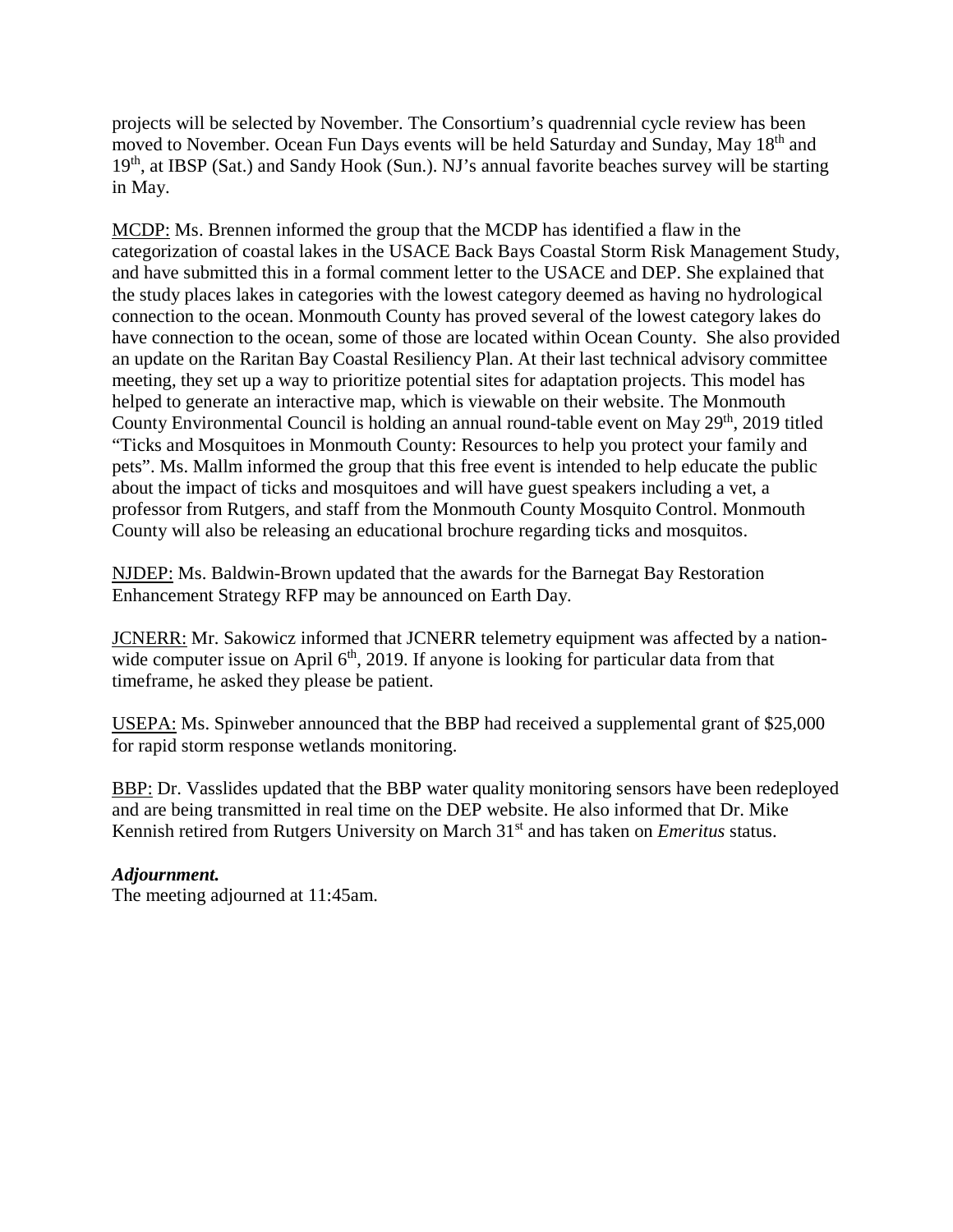projects will be selected by November. The Consortium's quadrennial cycle review has been moved to November. Ocean Fun Days events will be held Saturday and Sunday, May 18th and 19th, at IBSP (Sat.) and Sandy Hook (Sun.). NJ's annual favorite beaches survey will be starting in May.

MCDP: Ms. Brennen informed the group that the MCDP has identified a flaw in the categorization of coastal lakes in the USACE Back Bays Coastal Storm Risk Management Study, and have submitted this in a formal comment letter to the USACE and DEP. She explained that the study places lakes in categories with the lowest category deemed as having no hydrological connection to the ocean. Monmouth County has proved several of the lowest category lakes do have connection to the ocean, some of those are located within Ocean County. She also provided an update on the Raritan Bay Coastal Resiliency Plan. At their last technical advisory committee meeting, they set up a way to prioritize potential sites for adaptation projects. This model has helped to generate an interactive map, which is viewable on their website. The Monmouth County Environmental Council is holding an annual round-table event on May 29th, 2019 titled "Ticks and Mosquitoes in Monmouth County: Resources to help you protect your family and pets". Ms. Mallm informed the group that this free event is intended to help educate the public about the impact of ticks and mosquitoes and will have guest speakers including a vet, a professor from Rutgers, and staff from the Monmouth County Mosquito Control. Monmouth County will also be releasing an educational brochure regarding ticks and mosquitos.

NJDEP: Ms. Baldwin-Brown updated that the awards for the Barnegat Bay Restoration Enhancement Strategy RFP may be announced on Earth Day.

JCNERR: Mr. Sakowicz informed that JCNERR telemetry equipment was affected by a nation-wide computer issue on April 6th, 2019. If anyone is looking for particular data from that timeframe, he asked they please be patient.

USEPA: Ms. Spinweber announced that the BBP had received a supplemental grant of $25,000 for rapid storm response wetlands monitoring.

BBP: Dr. Vasslides updated that the BBP water quality monitoring sensors have been redeployed and are being transmitted in real time on the DEP website. He also informed that Dr. Mike Kennish retired from Rutgers University on March 31st and has taken on *Emeritus* status.

***Adjournment.***
The meeting adjourned at 11:45am.